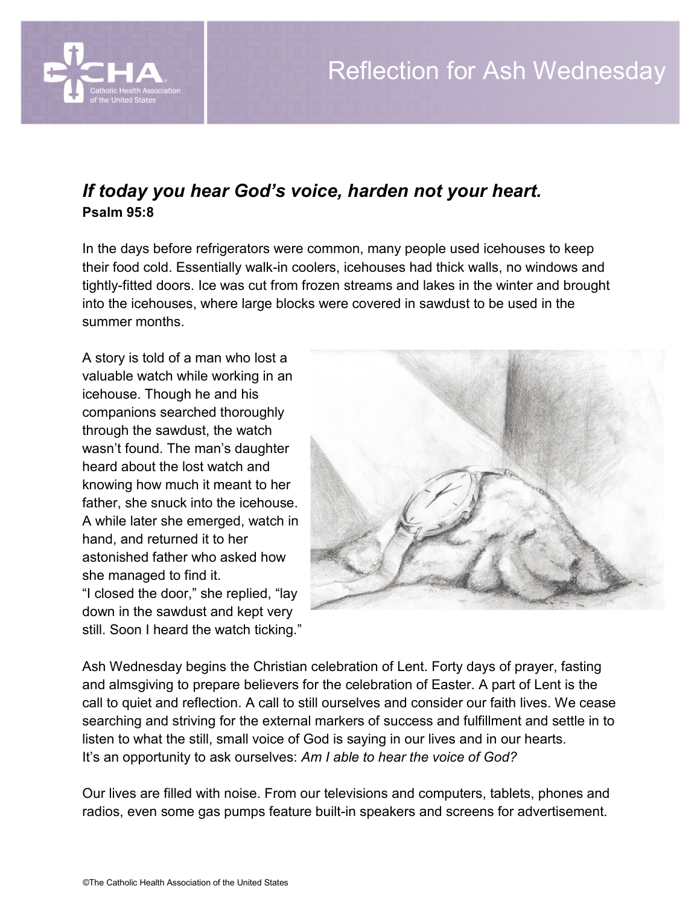# Reflection for Ash Wednesday

***If today you hear God's voice, harden not your heart.***
**Psalm 95:8**

In the days before refrigerators were common, many people used icehouses to keep their food cold. Essentially walk-in coolers, icehouses had thick walls, no windows and tightly-fitted doors. Ice was cut from frozen streams and lakes in the winter and brought into the icehouses, where large blocks were covered in sawdust to be used in the summer months.

A story is told of a man who lost a valuable watch while working in an icehouse. Though he and his companions searched thoroughly through the sawdust, the watch wasn't found. The man's daughter heard about the lost watch and knowing how much it meant to her father, she snuck into the icehouse. A while later she emerged, watch in hand, and returned it to her astonished father who asked how she managed to find it.
"I closed the door," she replied, "lay down in the sawdust and kept very still. Soon I heard the watch ticking."

Ash Wednesday begins the Christian celebration of Lent. Forty days of prayer, fasting and almsgiving to prepare believers for the celebration of Easter. A part of Lent is the call to quiet and reflection. A call to still ourselves and consider our faith lives. We cease searching and striving for the external markers of success and fulfillment and settle in to listen to what the still, small voice of God is saying in our lives and in our hearts.
It's an opportunity to ask ourselves: *Am I able to hear the voice of God?*

Our lives are filled with noise. From our televisions and computers, tablets, phones and radios, even some gas pumps feature built-in speakers and screens for advertisement.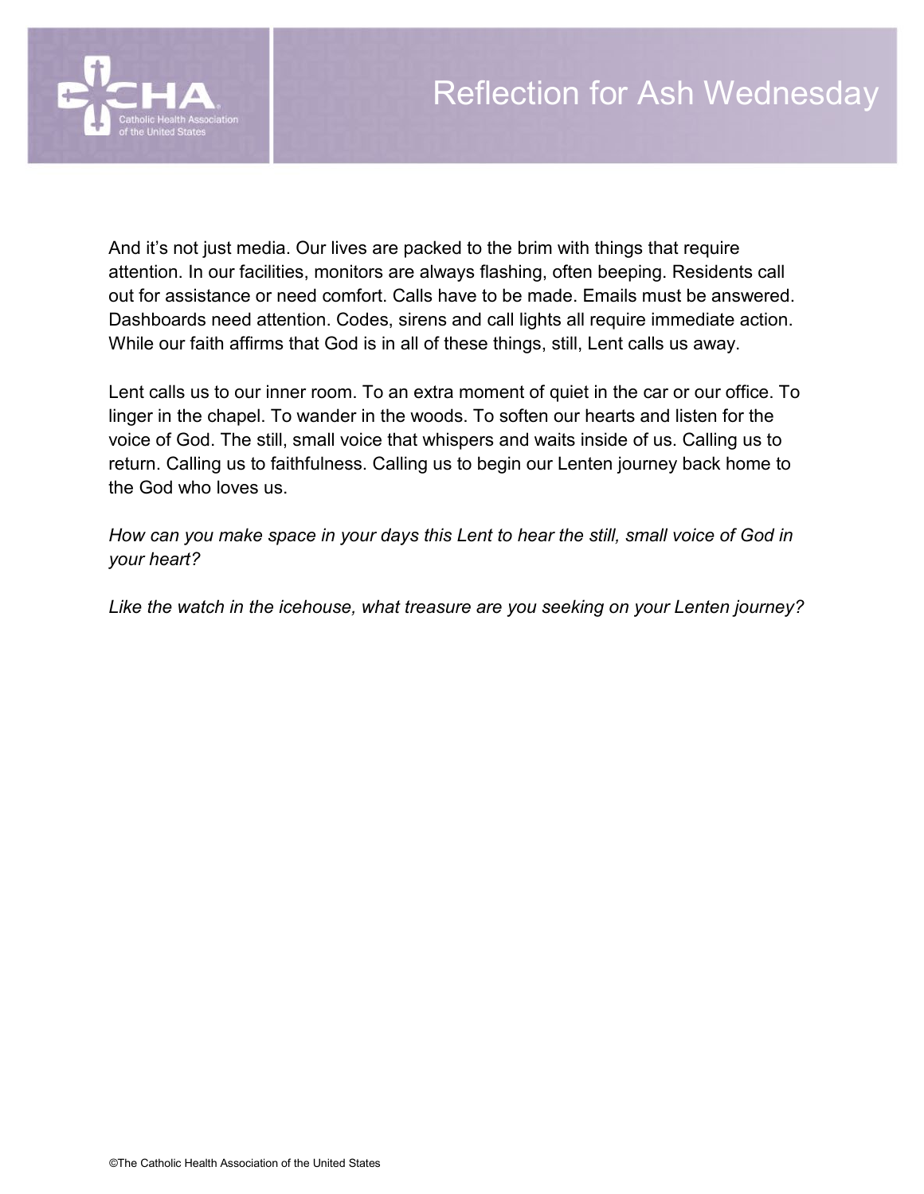And it's not just media. Our lives are packed to the brim with things that require attention. In our facilities, monitors are always flashing, often beeping. Residents call out for assistance or need comfort. Calls have to be made. Emails must be answered. Dashboards need attention. Codes, sirens and call lights all require immediate action. While our faith affirms that God is in all of these things, still, Lent calls us away.

Lent calls us to our inner room. To an extra moment of quiet in the car or our office. To linger in the chapel. To wander in the woods. To soften our hearts and listen for the voice of God. The still, small voice that whispers and waits inside of us. Calling us to return. Calling us to faithfulness. Calling us to begin our Lenten journey back home to the God who loves us.

*How can you make space in your days this Lent to hear the still, small voice of God in your heart?*

*Like the watch in the icehouse, what treasure are you seeking on your Lenten journey?*